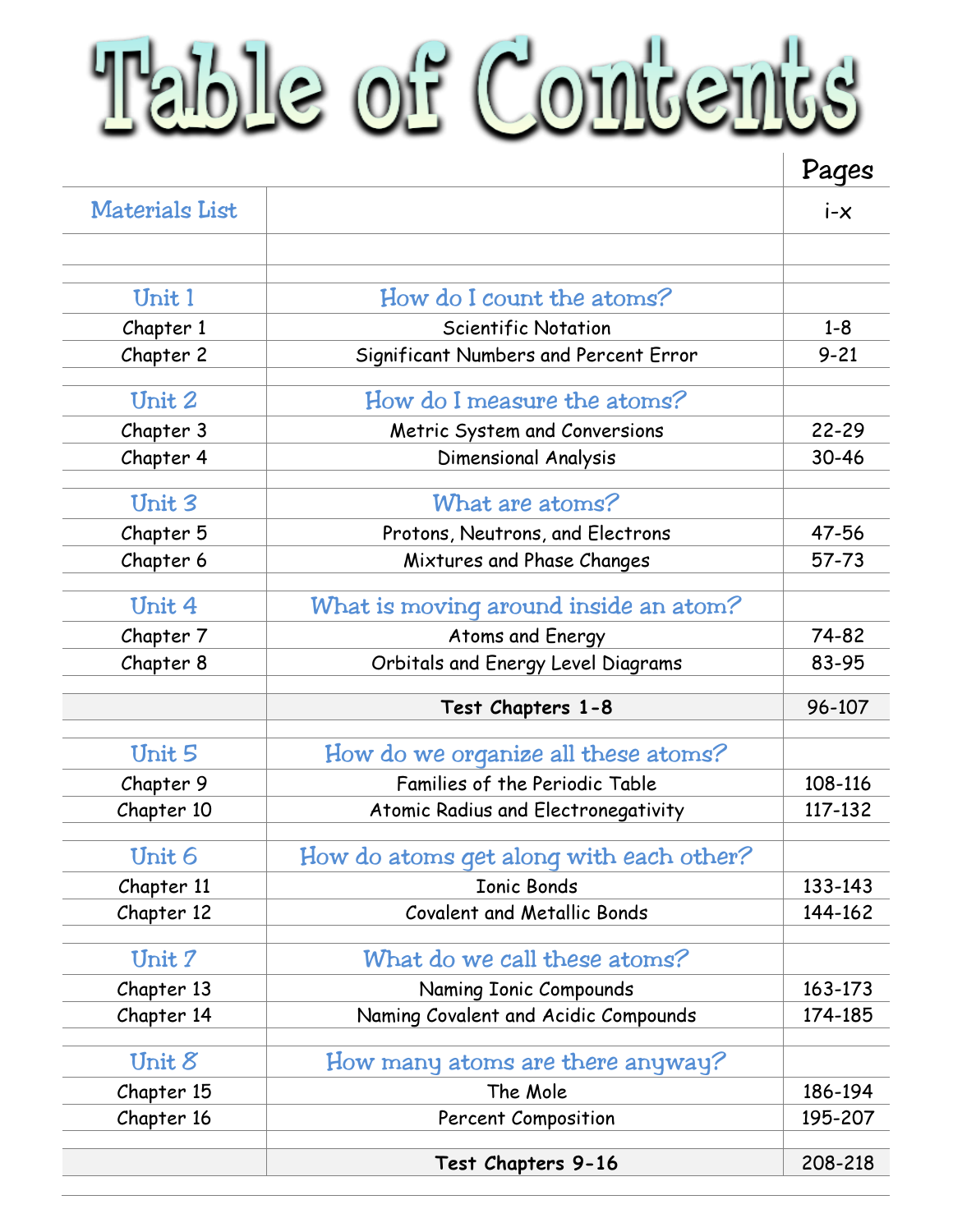# Table of Contents

| | | Pages |
|---|---|---|
| Materials List | | i-x |
| | | |
| Unit 1 | How do I count the atoms? | |
| Chapter 1 | Scientific Notation | 1-8 |
| Chapter 2 | Significant Numbers and Percent Error | 9-21 |
| | | |
| Unit 2 | How do I measure the atoms? | |
| Chapter 3 | Metric System and Conversions | 22-29 |
| Chapter 4 | Dimensional Analysis | 30-46 |
| | | |
| Unit 3 | What are atoms? | |
| Chapter 5 | Protons, Neutrons, and Electrons | 47-56 |
| Chapter 6 | Mixtures and Phase Changes | 57-73 |
| | | |
| Unit 4 | What is moving around inside an atom? | |
| Chapter 7 | Atoms and Energy | 74-82 |
| Chapter 8 | Orbitals and Energy Level Diagrams | 83-95 |
| | | |
| | **Test Chapters 1-8** | 96-107 |
| | | |
| Unit 5 | How do we organize all these atoms? | |
| Chapter 9 | Families of the Periodic Table | 108-116 |
| Chapter 10 | Atomic Radius and Electronegativity | 117-132 |
| | | |
| Unit 6 | How do atoms get along with each other? | |
| Chapter 11 | Ionic Bonds | 133-143 |
| Chapter 12 | Covalent and Metallic Bonds | 144-162 |
| | | |
| Unit 7 | What do we call these atoms? | |
| Chapter 13 | Naming Ionic Compounds | 163-173 |
| Chapter 14 | Naming Covalent and Acidic Compounds | 174-185 |
| | | |
| Unit 8 | How many atoms are there anyway? | |
| Chapter 15 | The Mole | 186-194 |
| Chapter 16 | Percent Composition | 195-207 |
| | | |
| | **Test Chapters 9-16** | 208-218 |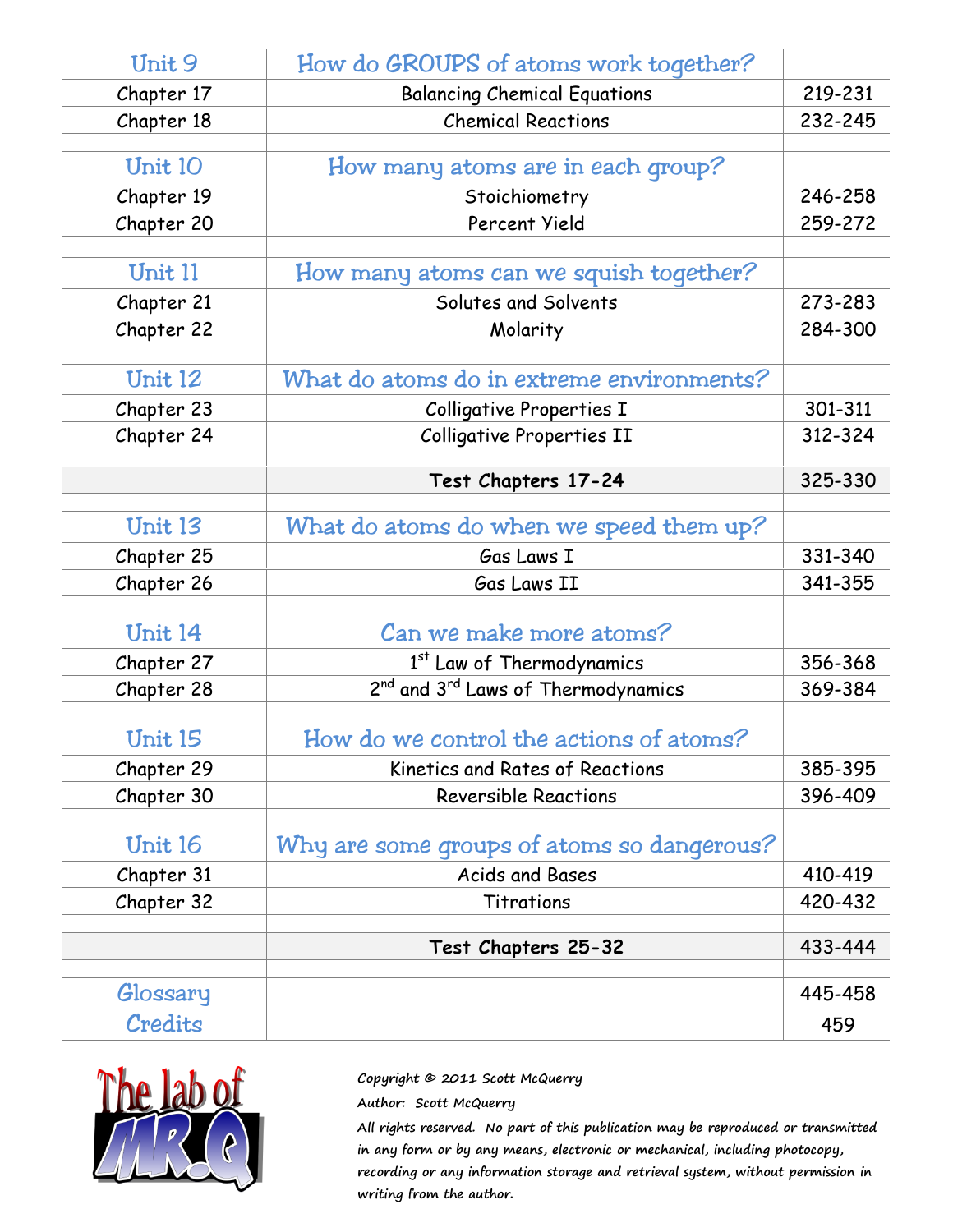| | | |
|---|---|---|
| Unit 9 | How do GROUPS of atoms work together? | |
| Chapter 17 | Balancing Chemical Equations | 219-231 |
| Chapter 18 | Chemical Reactions | 232-245 |
| | | |
| Unit 10 | How many atoms are in each group? | |
| Chapter 19 | Stoichiometry | 246-258 |
| Chapter 20 | Percent Yield | 259-272 |
| | | |
| Unit 11 | How many atoms can we squish together? | |
| Chapter 21 | Solutes and Solvents | 273-283 |
| Chapter 22 | Molarity | 284-300 |
| | | |
| Unit 12 | What do atoms do in extreme environments? | |
| Chapter 23 | Colligative Properties I | 301-311 |
| Chapter 24 | Colligative Properties II | 312-324 |
| | | |
| | **Test Chapters 17-24** | 325-330 |
| | | |
| Unit 13 | What do atoms do when we speed them up? | |
| Chapter 25 | Gas Laws I | 331-340 |
| Chapter 26 | Gas Laws II | 341-355 |
| | | |
| Unit 14 | Can we make more atoms? | |
| Chapter 27 | 1st Law of Thermodynamics | 356-368 |
| Chapter 28 | 2nd and 3rd Laws of Thermodynamics | 369-384 |
| | | |
| Unit 15 | How do we control the actions of atoms? | |
| Chapter 29 | Kinetics and Rates of Reactions | 385-395 |
| Chapter 30 | Reversible Reactions | 396-409 |
| | | |
| Unit 16 | Why are some groups of atoms so dangerous? | |
| Chapter 31 | Acids and Bases | 410-419 |
| Chapter 32 | Titrations | 420-432 |
| | | |
| | **Test Chapters 25-32** | 433-444 |
| | | |
| Glossary | | 445-458 |
| Credits | | 459 |

The lab of MR. Q

*Copyright © 2011 Scott McQuerry*

*Author: Scott McQuerry*

*All rights reserved. No part of this publication may be reproduced or transmitted in any form or by any means, electronic or mechanical, including photocopy, recording or any information storage and retrieval system, without permission in writing from the author.*